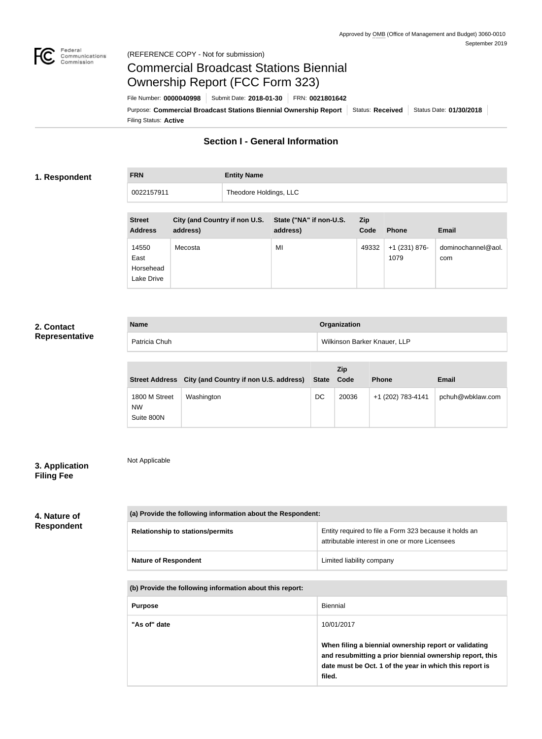Approved by OMB (Office of Management and Budget) 3060-0010
September 2019

(REFERENCE COPY - Not for submission)

# Commercial Broadcast Stations Biennial Ownership Report (FCC Form 323)

File Number: **0000040998** | Submit Date: **2018-01-30** | FRN: **0021801642**

Purpose: **Commercial Broadcast Stations Biennial Ownership Report** | Status: **Received** | Status Date: **01/30/2018**

Filing Status: **Active**

## Section I - General Information

### 1. Respondent

| FRN | Entity Name |
|---|---|
| 0022157911 | Theodore Holdings, LLC |

| Street Address | City (and Country if non U.S. address) | State ("NA" if non-U.S. address) | Zip Code | Phone | Email |
|---|---|---|---|---|---|
| 14550 East Horsehead Lake Drive | Mecosta | MI | 49332 | +1 (231) 876-1079 | dominochannel@aol.com |

### 2. Contact Representative

| Name | Organization |
|---|---|
| Patricia Chuh | Wilkinson Barker Knauer, LLP |

| Street Address | City (and Country if non U.S. address) | State | Zip Code | Phone | Email |
|---|---|---|---|---|---|
| 1800 M Street NW Suite 800N | Washington | DC | 20036 | +1 (202) 783-4141 | pchuh@wbklaw.com |

### 3. Application Filing Fee

Not Applicable

### 4. Nature of Respondent

| (a) Provide the following information about the Respondent: | |
|---|---|
| Relationship to stations/permits | Entity required to file a Form 323 because it holds an attributable interest in one or more Licensees |
| Nature of Respondent | Limited liability company |

| (b) Provide the following information about this report: | |
|---|---|
| Purpose | Biennial |
| "As of" date | 10/01/2017<br><br>**When filing a biennial ownership report or validating and resubmitting a prior biennial ownership report, this date must be Oct. 1 of the year in which this report is filed.** |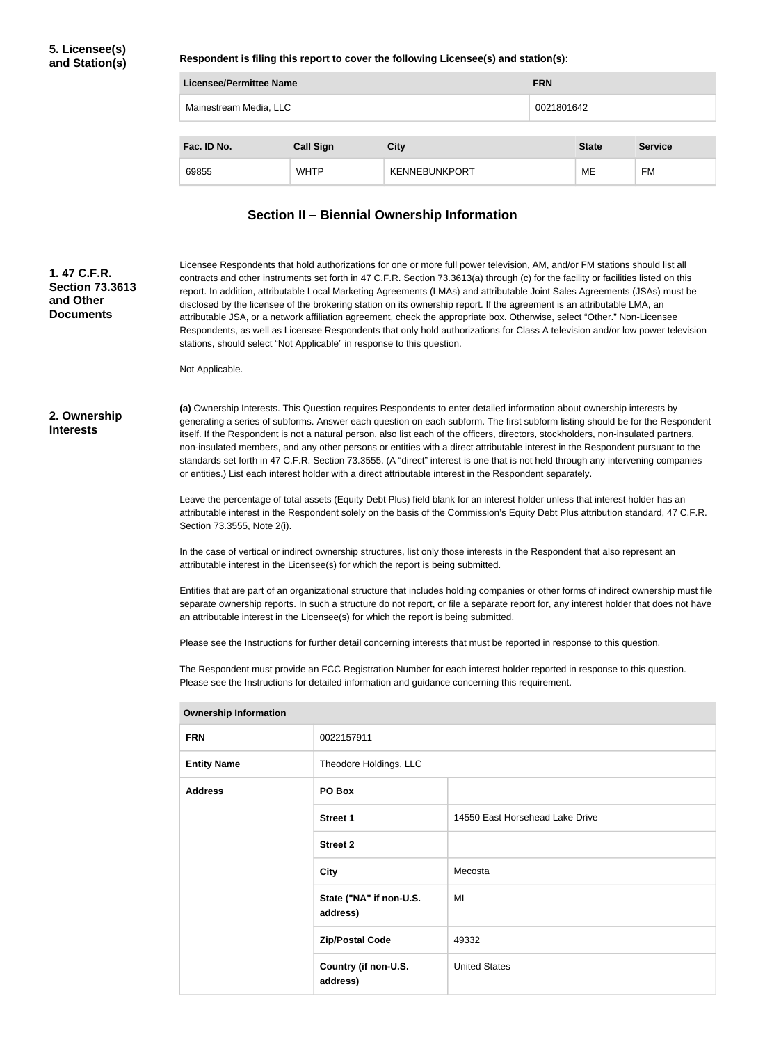**5. Licensee(s) and Station(s)**

**Respondent is filing this report to cover the following Licensee(s) and station(s):**

| Licensee/Permittee Name | FRN |
|---|---|
| Mainestream Media, LLC | 0021801642 |

| Fac. ID No. | Call Sign | City | State | Service |
|---|---|---|---|---|
| 69855 | WHTP | KENNEBUNKPORT | ME | FM |

## Section II – Biennial Ownership Information

**1. 47 C.F.R. Section 73.3613 and Other Documents**

Licensee Respondents that hold authorizations for one or more full power television, AM, and/or FM stations should list all contracts and other instruments set forth in 47 C.F.R. Section 73.3613(a) through (c) for the facility or facilities listed on this report. In addition, attributable Local Marketing Agreements (LMAs) and attributable Joint Sales Agreements (JSAs) must be disclosed by the licensee of the brokering station on its ownership report. If the agreement is an attributable LMA, an attributable JSA, or a network affiliation agreement, check the appropriate box. Otherwise, select "Other." Non-Licensee Respondents, as well as Licensee Respondents that only hold authorizations for Class A television and/or low power television stations, should select "Not Applicable" in response to this question.

Not Applicable.

**2. Ownership Interests**

**(a)** Ownership Interests. This Question requires Respondents to enter detailed information about ownership interests by generating a series of subforms. Answer each question on each subform. The first subform listing should be for the Respondent itself. If the Respondent is not a natural person, also list each of the officers, directors, stockholders, non-insulated partners, non-insulated members, and any other persons or entities with a direct attributable interest in the Respondent pursuant to the standards set forth in 47 C.F.R. Section 73.3555. (A "direct" interest is one that is not held through any intervening companies or entities.) List each interest holder with a direct attributable interest in the Respondent separately.

Leave the percentage of total assets (Equity Debt Plus) field blank for an interest holder unless that interest holder has an attributable interest in the Respondent solely on the basis of the Commission's Equity Debt Plus attribution standard, 47 C.F.R. Section 73.3555, Note 2(i).

In the case of vertical or indirect ownership structures, list only those interests in the Respondent that also represent an attributable interest in the Licensee(s) for which the report is being submitted.

Entities that are part of an organizational structure that includes holding companies or other forms of indirect ownership must file separate ownership reports. In such a structure do not report, or file a separate report for, any interest holder that does not have an attributable interest in the Licensee(s) for which the report is being submitted.

Please see the Instructions for further detail concerning interests that must be reported in response to this question.

The Respondent must provide an FCC Registration Number for each interest holder reported in response to this question. Please see the Instructions for detailed information and guidance concerning this requirement.

| Ownership Information | | |
|---|---|---|
| **FRN** | 0022157911 | |
| **Entity Name** | Theodore Holdings, LLC | |
| **Address** | **PO Box** | |
| | **Street 1** | 14550 East Horsehead Lake Drive |
| | **Street 2** | |
| | **City** | Mecosta |
| | **State ("NA" if non-U.S. address)** | MI |
| | **Zip/Postal Code** | 49332 |
| | **Country (if non-U.S. address)** | United States |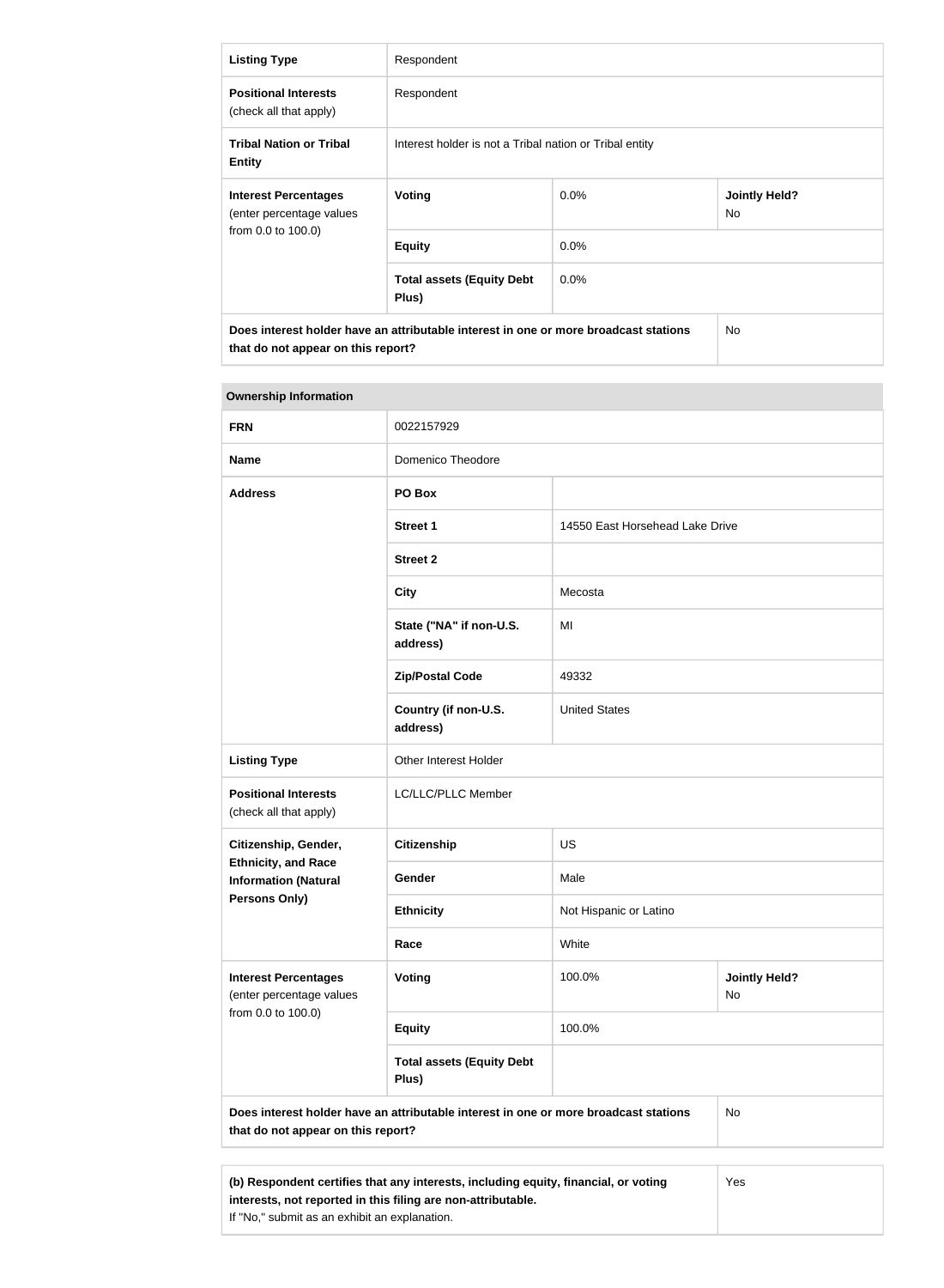| | | | |
|---|---|---|---|
| **Listing Type** | Respondent | | |
| **Positional Interests** (check all that apply) | Respondent | | |
| **Tribal Nation or Tribal Entity** | Interest holder is not a Tribal nation or Tribal entity | | |
| **Interest Percentages** (enter percentage values from 0.0 to 100.0) | **Voting** | 0.0% | **Jointly Held?** No |
| | **Equity** | 0.0% | |
| | **Total assets (Equity Debt Plus)** | 0.0% | |
| **Does interest holder have an attributable interest in one or more broadcast stations that do not appear on this report?** | | | No |

| **Ownership Information** | | | |
|---|---|---|---|
| **FRN** | 0022157929 | | |
| **Name** | Domenico Theodore | | |
| **Address** | **PO Box** | | |
| | **Street 1** | 14550 East Horsehead Lake Drive | |
| | **Street 2** | | |
| | **City** | Mecosta | |
| | **State ("NA" if non-U.S. address)** | MI | |
| | **Zip/Postal Code** | 49332 | |
| | **Country (if non-U.S. address)** | United States | |
| **Listing Type** | Other Interest Holder | | |
| **Positional Interests** (check all that apply) | LC/LLC/PLLC Member | | |
| **Citizenship, Gender, Ethnicity, and Race Information (Natural Persons Only)** | **Citizenship** | US | |
| | **Gender** | Male | |
| | **Ethnicity** | Not Hispanic or Latino | |
| | **Race** | White | |
| **Interest Percentages** (enter percentage values from 0.0 to 100.0) | **Voting** | 100.0% | **Jointly Held?** No |
| | **Equity** | 100.0% | |
| | **Total assets (Equity Debt Plus)** | | |
| **Does interest holder have an attributable interest in one or more broadcast stations that do not appear on this report?** | | | No |

| | |
|---|---|
| **(b) Respondent certifies that any interests, including equity, financial, or voting interests, not reported in this filing are non-attributable.** If "No," submit as an exhibit an explanation. | Yes |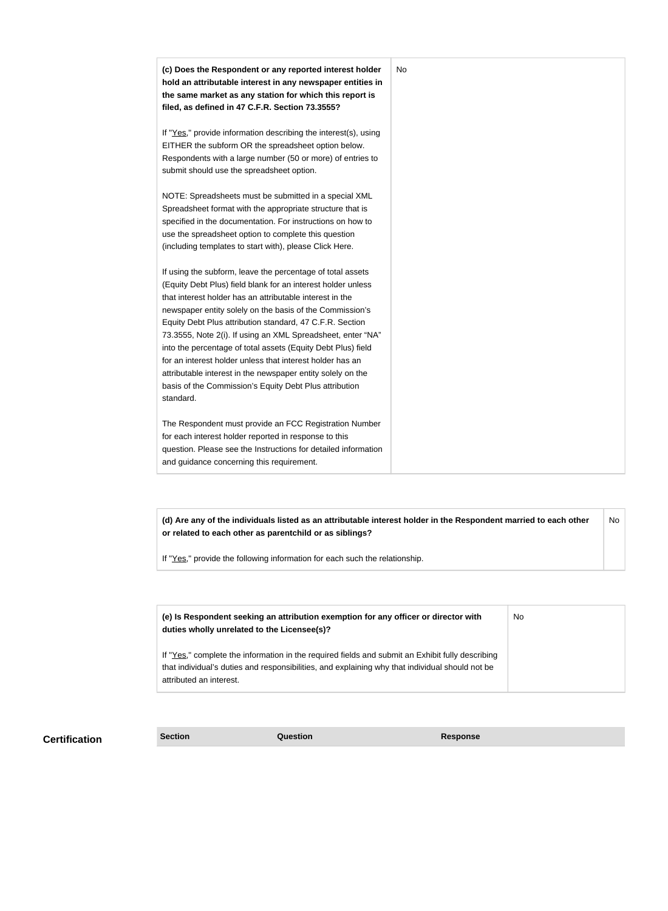| **(c) Does the Respondent or any reported interest holder hold an attributable interest in any newspaper entities in the same market as any station for which this report is filed, as defined in 47 C.F.R. Section 73.3555?**<br><br>If "Yes," provide information describing the interest(s), using EITHER the subform OR the spreadsheet option below. Respondents with a large number (50 or more) of entries to submit should use the spreadsheet option.<br><br>NOTE: Spreadsheets must be submitted in a special XML Spreadsheet format with the appropriate structure that is specified in the documentation. For instructions on how to use the spreadsheet option to complete this question (including templates to start with), please Click Here.<br><br>If using the subform, leave the percentage of total assets (Equity Debt Plus) field blank for an interest holder unless that interest holder has an attributable interest in the newspaper entity solely on the basis of the Commission's Equity Debt Plus attribution standard, 47 C.F.R. Section 73.3555, Note 2(i). If using an XML Spreadsheet, enter "NA" into the percentage of total assets (Equity Debt Plus) field for an interest holder unless that interest holder has an attributable interest in the newspaper entity solely on the basis of the Commission's Equity Debt Plus attribution standard.<br><br>The Respondent must provide an FCC Registration Number for each interest holder reported in response to this question. Please see the Instructions for detailed information and guidance concerning this requirement. | No |
|---|---|

| **(d) Are any of the individuals listed as an attributable interest holder in the Respondent married to each other or related to each other as parentchild or as siblings?**<br><br>If "Yes," provide the following information for each such the relationship. | No |
|---|---|

| **(e) Is Respondent seeking an attribution exemption for any officer or director with duties wholly unrelated to the Licensee(s)?**<br><br>If "Yes," complete the information in the required fields and submit an Exhibit fully describing that individual's duties and responsibilities, and explaining why that individual should not be attributed an interest. | No |
|---|---|

## Certification

| Section | Question | Response |
|---|---|---|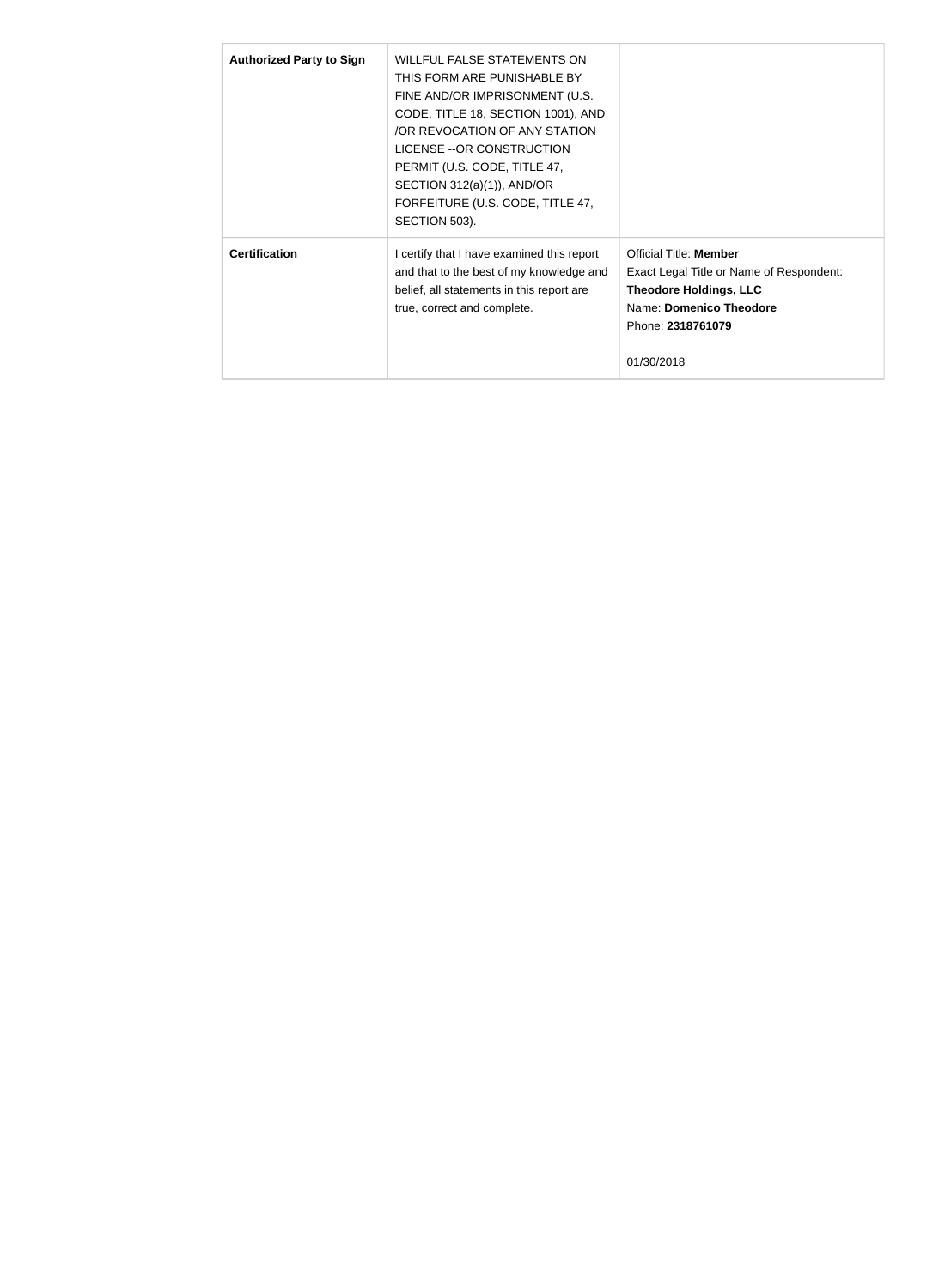| | | |
|---|---|---|
| **Authorized Party to Sign** | WILLFUL FALSE STATEMENTS ON THIS FORM ARE PUNISHABLE BY FINE AND/OR IMPRISONMENT (U.S. CODE, TITLE 18, SECTION 1001), AND /OR REVOCATION OF ANY STATION LICENSE --OR CONSTRUCTION PERMIT (U.S. CODE, TITLE 47, SECTION 312(a)(1)), AND/OR FORFEITURE (U.S. CODE, TITLE 47, SECTION 503). | |
| **Certification** | I certify that I have examined this report and that to the best of my knowledge and belief, all statements in this report are true, correct and complete. | Official Title: **Member**<br>Exact Legal Title or Name of Respondent: **Theodore Holdings, LLC**<br>Name: **Domenico Theodore**<br>Phone: **2318761079**<br><br>01/30/2018 |